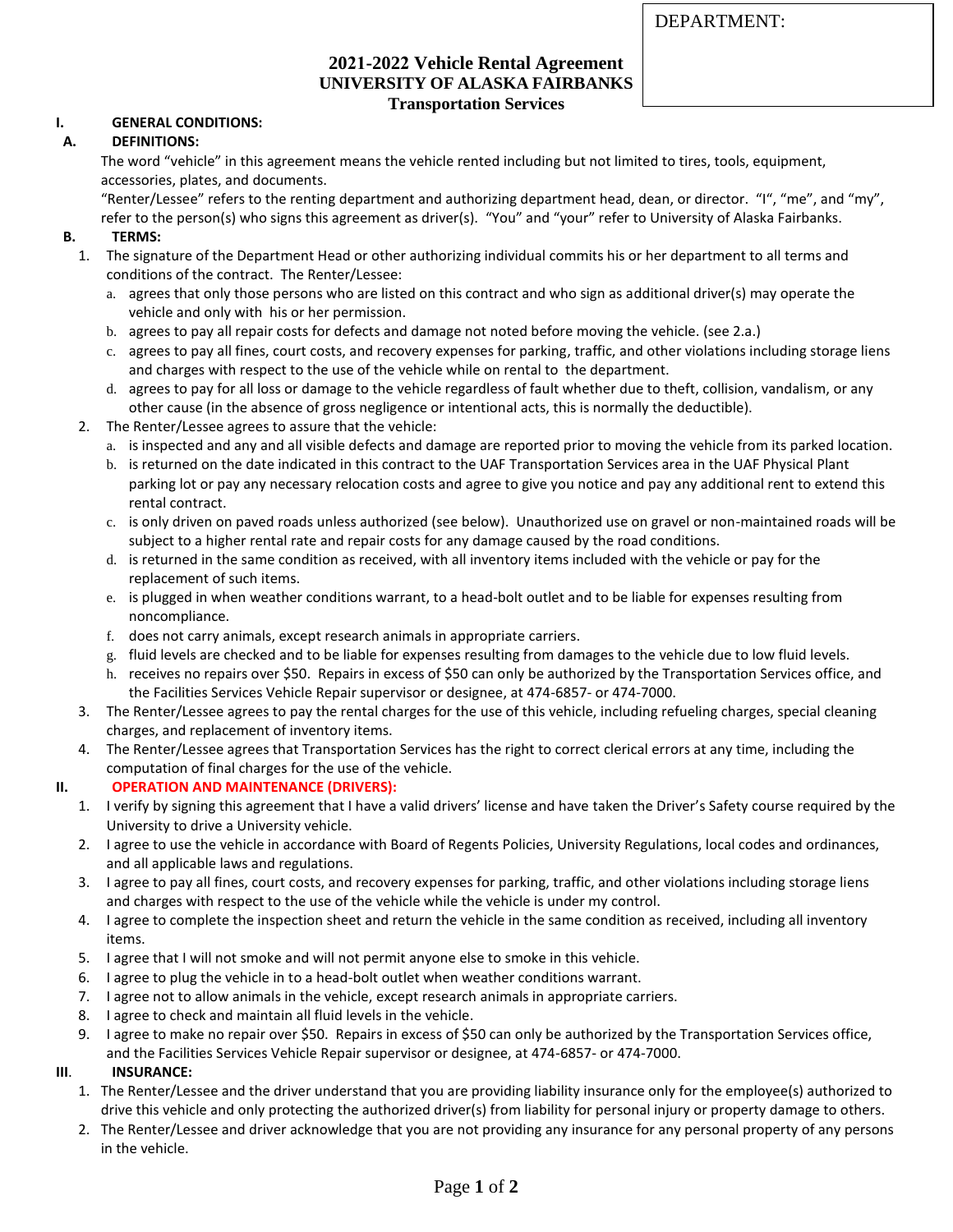DEPARTMENT:

# 2021-2022 Vehicle Rental Agreement
## UNIVERSITY OF ALASKA FAIRBANKS
## Transportation Services

**I. GENERAL CONDITIONS:**

**A. DEFINITIONS:**

The word "vehicle" in this agreement means the vehicle rented including but not limited to tires, tools, equipment, accessories, plates, and documents.

"Renter/Lessee" refers to the renting department and authorizing department head, dean, or director. "I", "me", and "my", refer to the person(s) who signs this agreement as driver(s). "You" and "your" refer to University of Alaska Fairbanks.

**B. TERMS:**

1. The signature of the Department Head or other authorizing individual commits his or her department to all terms and conditions of the contract. The Renter/Lessee:
   a. agrees that only those persons who are listed on this contract and who sign as additional driver(s) may operate the vehicle and only with his or her permission.
   b. agrees to pay all repair costs for defects and damage not noted before moving the vehicle. (see 2.a.)
   c. agrees to pay all fines, court costs, and recovery expenses for parking, traffic, and other violations including storage liens and charges with respect to the use of the vehicle while on rental to the department.
   d. agrees to pay for all loss or damage to the vehicle regardless of fault whether due to theft, collision, vandalism, or any other cause (in the absence of gross negligence or intentional acts, this is normally the deductible).
2. The Renter/Lessee agrees to assure that the vehicle:
   a. is inspected and any and all visible defects and damage are reported prior to moving the vehicle from its parked location.
   b. is returned on the date indicated in this contract to the UAF Transportation Services area in the UAF Physical Plant parking lot or pay any necessary relocation costs and agree to give you notice and pay any additional rent to extend this rental contract.
   c. is only driven on paved roads unless authorized (see below). Unauthorized use on gravel or non-maintained roads will be subject to a higher rental rate and repair costs for any damage caused by the road conditions.
   d. is returned in the same condition as received, with all inventory items included with the vehicle or pay for the replacement of such items.
   e. is plugged in when weather conditions warrant, to a head-bolt outlet and to be liable for expenses resulting from noncompliance.
   f. does not carry animals, except research animals in appropriate carriers.
   g. fluid levels are checked and to be liable for expenses resulting from damages to the vehicle due to low fluid levels.
   h. receives no repairs over $50. Repairs in excess of $50 can only be authorized by the Transportation Services office, and the Facilities Services Vehicle Repair supervisor or designee, at 474-6857- or 474-7000.
3. The Renter/Lessee agrees to pay the rental charges for the use of this vehicle, including refueling charges, special cleaning charges, and replacement of inventory items.
4. The Renter/Lessee agrees that Transportation Services has the right to correct clerical errors at any time, including the computation of final charges for the use of the vehicle.

**II. OPERATION AND MAINTENANCE (DRIVERS):**

1. I verify by signing this agreement that I have a valid drivers' license and have taken the Driver's Safety course required by the University to drive a University vehicle.
2. I agree to use the vehicle in accordance with Board of Regents Policies, University Regulations, local codes and ordinances, and all applicable laws and regulations.
3. I agree to pay all fines, court costs, and recovery expenses for parking, traffic, and other violations including storage liens and charges with respect to the use of the vehicle while the vehicle is under my control.
4. I agree to complete the inspection sheet and return the vehicle in the same condition as received, including all inventory items.
5. I agree that I will not smoke and will not permit anyone else to smoke in this vehicle.
6. I agree to plug the vehicle in to a head-bolt outlet when weather conditions warrant.
7. I agree not to allow animals in the vehicle, except research animals in appropriate carriers.
8. I agree to check and maintain all fluid levels in the vehicle.
9. I agree to make no repair over $50. Repairs in excess of $50 can only be authorized by the Transportation Services office, and the Facilities Services Vehicle Repair supervisor or designee, at 474-6857- or 474-7000.

**III. INSURANCE:**

1. The Renter/Lessee and the driver understand that you are providing liability insurance only for the employee(s) authorized to drive this vehicle and only protecting the authorized driver(s) from liability for personal injury or property damage to others.
2. The Renter/Lessee and driver acknowledge that you are not providing any insurance for any personal property of any persons in the vehicle.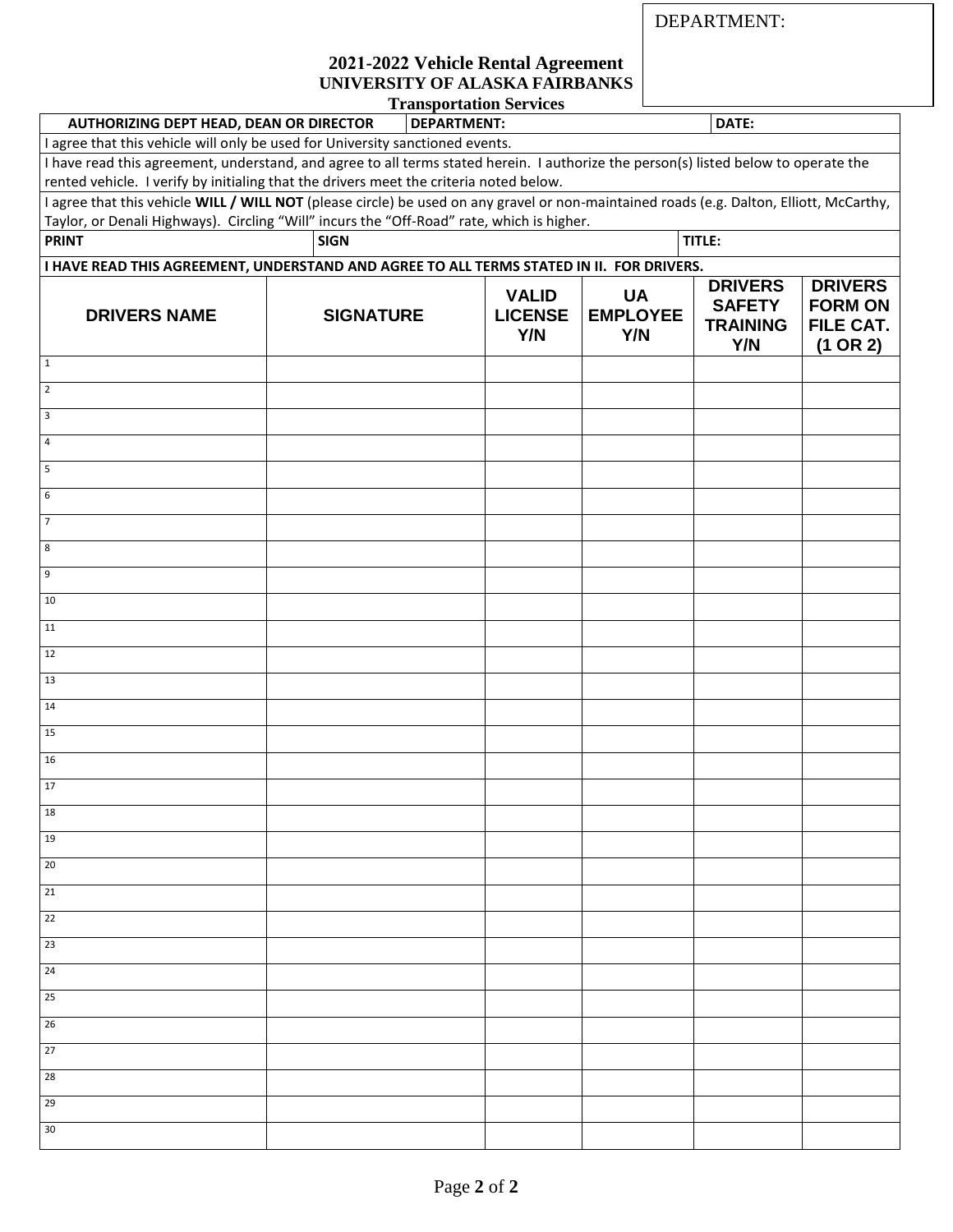DEPARTMENT:

# 2021-2022 Vehicle Rental Agreement
## UNIVERSITY OF ALASKA FAIRBANKS
### Transportation Services

| AUTHORIZING DEPT HEAD, DEAN OR DIRECTOR | DEPARTMENT: | DATE: |
|---|---|---|

I agree that this vehicle will only be used for University sanctioned events.

I have read this agreement, understand, and agree to all terms stated herein. I authorize the person(s) listed below to operate the rented vehicle. I verify by initialing that the drivers meet the criteria noted below.

I agree that this vehicle **WILL / WILL NOT** (please circle) be used on any gravel or non-maintained roads (e.g. Dalton, Elliott, McCarthy, Taylor, or Denali Highways). Circling "Will" incurs the "Off-Road" rate, which is higher.

| PRINT | SIGN | TITLE: |
|---|---|---|

**I HAVE READ THIS AGREEMENT, UNDERSTAND AND AGREE TO ALL TERMS STATED IN II. FOR DRIVERS.**

| DRIVERS NAME | SIGNATURE | VALID LICENSE Y/N | UA EMPLOYEE Y/N | DRIVERS SAFETY TRAINING Y/N | DRIVERS FORM ON FILE CAT. (1 OR 2) |
|---|---|---|---|---|---|
| 1 | | | | | |
| 2 | | | | | |
| 3 | | | | | |
| 4 | | | | | |
| 5 | | | | | |
| 6 | | | | | |
| 7 | | | | | |
| 8 | | | | | |
| 9 | | | | | |
| 10 | | | | | |
| 11 | | | | | |
| 12 | | | | | |
| 13 | | | | | |
| 14 | | | | | |
| 15 | | | | | |
| 16 | | | | | |
| 17 | | | | | |
| 18 | | | | | |
| 19 | | | | | |
| 20 | | | | | |
| 21 | | | | | |
| 22 | | | | | |
| 23 | | | | | |
| 24 | | | | | |
| 25 | | | | | |
| 26 | | | | | |
| 27 | | | | | |
| 28 | | | | | |
| 29 | | | | | |
| 30 | | | | | |